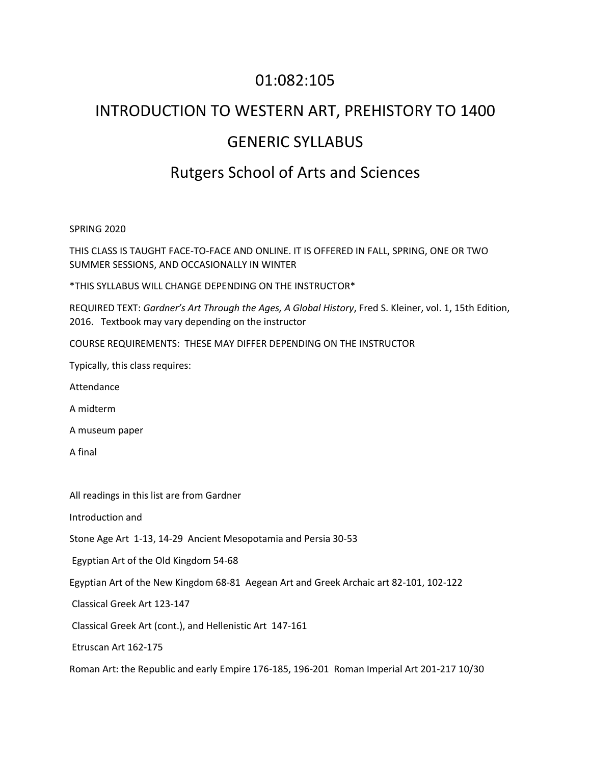# 01:082:105

# INTRODUCTION TO WESTERN ART, PREHISTORY TO 1400

# GENERIC SYLLABUS

## Rutgers School of Arts and Sciences

SPRING 2020

THIS CLASS IS TAUGHT FACE-TO-FACE AND ONLINE. IT IS OFFERED IN FALL, SPRING, ONE OR TWO SUMMER SESSIONS, AND OCCASIONALLY IN WINTER

*THIS SYLLABUS WILL CHANGE DEPENDING ON THE INSTRUCTOR*

REQUIRED TEXT: *Gardner's Art Through the Ages, A Global History*, Fred S. Kleiner, vol. 1, 15th Edition, 2016. Textbook may vary depending on the instructor

COURSE REQUIREMENTS: THESE MAY DIFFER DEPENDING ON THE INSTRUCTOR

Typically, this class requires:

Attendance

A midterm

A museum paper

A final

All readings in this list are from Gardner

Introduction and

Stone Age Art 1-13, 14-29 Ancient Mesopotamia and Persia 30-53

Egyptian Art of the Old Kingdom 54-68

Egyptian Art of the New Kingdom 68-81 Aegean Art and Greek Archaic art 82-101, 102-122

Classical Greek Art 123-147

Classical Greek Art (cont.), and Hellenistic Art 147-161

Etruscan Art 162-175

Roman Art: the Republic and early Empire 176-185, 196-201 Roman Imperial Art 201-217 10/30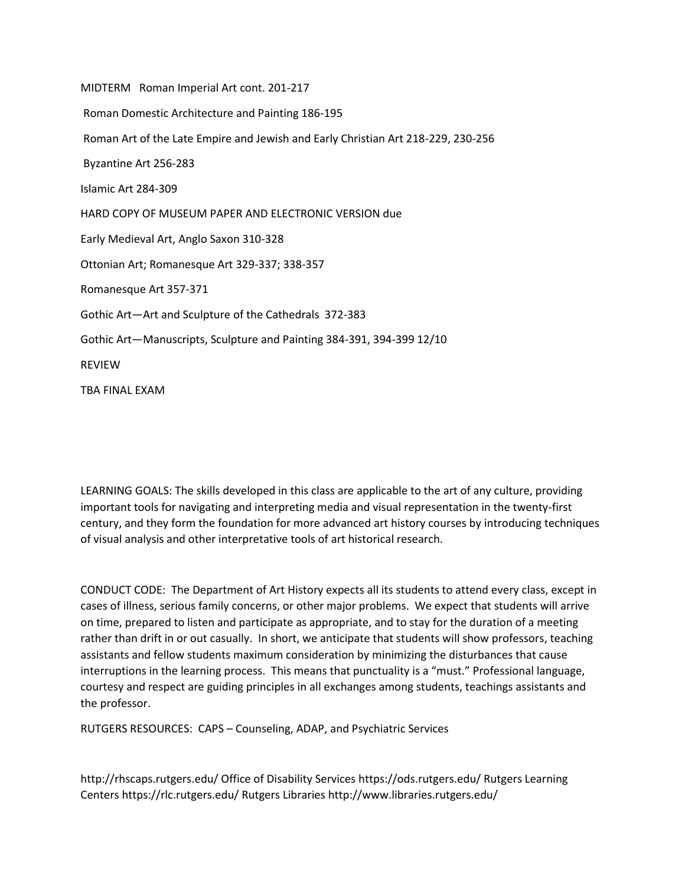MIDTERM   Roman Imperial Art cont. 201-217

Roman Domestic Architecture and Painting 186-195

Roman Art of the Late Empire and Jewish and Early Christian Art 218-229, 230-256

Byzantine Art 256-283

Islamic Art 284-309

HARD COPY OF MUSEUM PAPER AND ELECTRONIC VERSION due

Early Medieval Art, Anglo Saxon 310-328

Ottonian Art; Romanesque Art 329-337; 338-357

Romanesque Art 357-371

Gothic Art—Art and Sculpture of the Cathedrals  372-383

Gothic Art—Manuscripts, Sculpture and Painting 384-391, 394-399 12/10

REVIEW

TBA FINAL EXAM

LEARNING GOALS: The skills developed in this class are applicable to the art of any culture, providing important tools for navigating and interpreting media and visual representation in the twenty-first century, and they form the foundation for more advanced art history courses by introducing techniques of visual analysis and other interpretative tools of art historical research.

CONDUCT CODE:  The Department of Art History expects all its students to attend every class, except in cases of illness, serious family concerns, or other major problems.  We expect that students will arrive on time, prepared to listen and participate as appropriate, and to stay for the duration of a meeting rather than drift in or out casually.  In short, we anticipate that students will show professors, teaching assistants and fellow students maximum consideration by minimizing the disturbances that cause interruptions in the learning process.  This means that punctuality is a "must." Professional language, courtesy and respect are guiding principles in all exchanges among students, teachings assistants and the professor.

RUTGERS RESOURCES:  CAPS – Counseling, ADAP, and Psychiatric Services

http://rhscaps.rutgers.edu/ Office of Disability Services https://ods.rutgers.edu/ Rutgers Learning Centers https://rlc.rutgers.edu/ Rutgers Libraries http://www.libraries.rutgers.edu/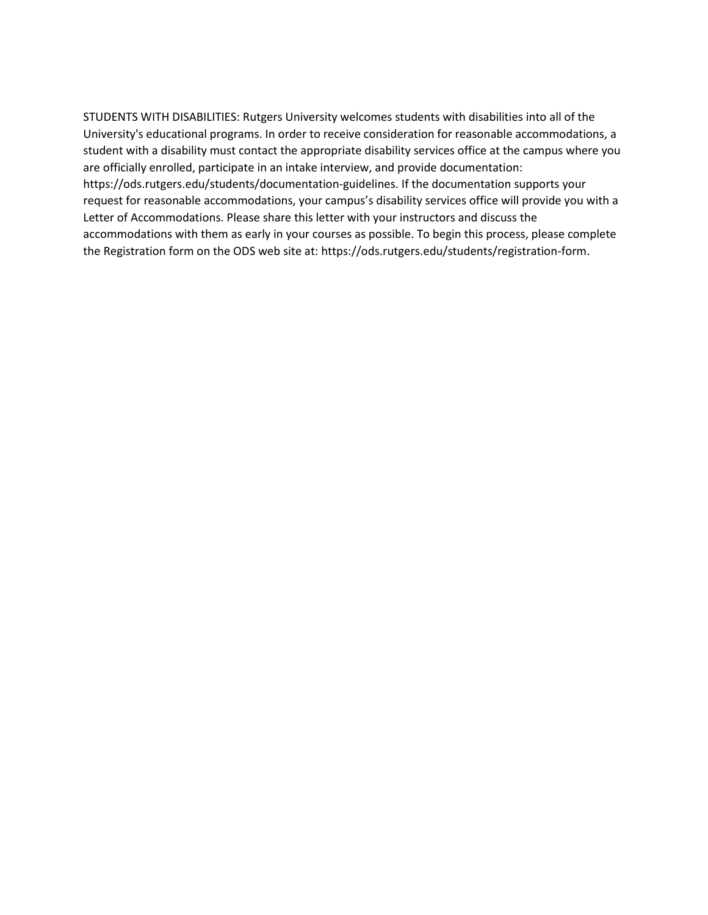STUDENTS WITH DISABILITIES: Rutgers University welcomes students with disabilities into all of the University's educational programs. In order to receive consideration for reasonable accommodations, a student with a disability must contact the appropriate disability services office at the campus where you are officially enrolled, participate in an intake interview, and provide documentation: https://ods.rutgers.edu/students/documentation-guidelines. If the documentation supports your request for reasonable accommodations, your campus's disability services office will provide you with a Letter of Accommodations. Please share this letter with your instructors and discuss the accommodations with them as early in your courses as possible. To begin this process, please complete the Registration form on the ODS web site at: https://ods.rutgers.edu/students/registration-form.